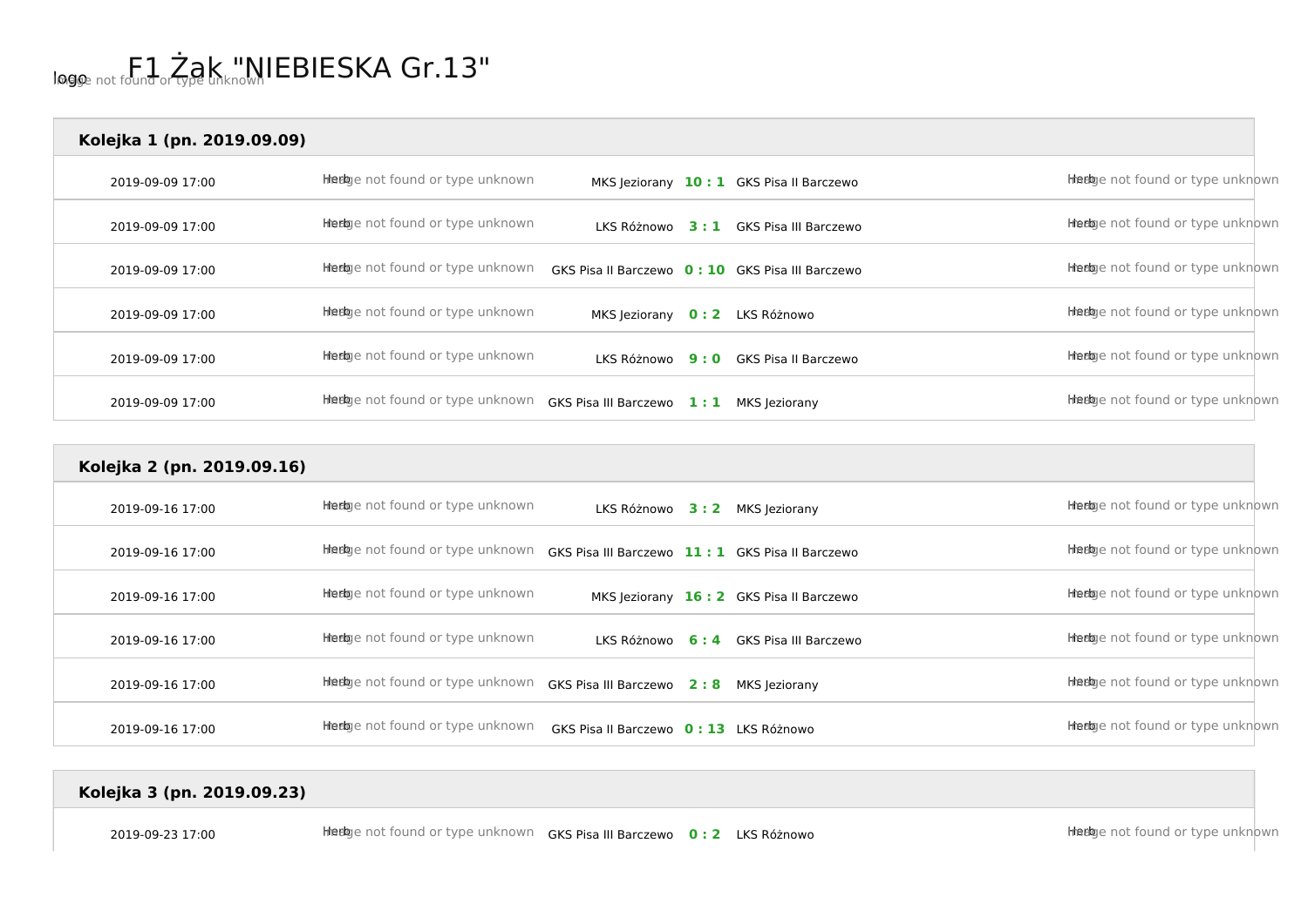# F1 Żak "NIEBIESKA Gr.13"

### Kolejka 1 (pn. 2019.09.09)

| Data | Gospodarz | Wynik | Gość |
|---|---|---|---|
| 2019-09-09 17:00 | MKS Jeziorany | 10 : 1 | GKS Pisa II Barczewo |
| 2019-09-09 17:00 | LKS Różnowo | 3 : 1 | GKS Pisa III Barczewo |
| 2019-09-09 17:00 | GKS Pisa II Barczewo | 0 : 10 | GKS Pisa III Barczewo |
| 2019-09-09 17:00 | MKS Jeziorany | 0 : 2 | LKS Różnowo |
| 2019-09-09 17:00 | LKS Różnowo | 9 : 0 | GKS Pisa II Barczewo |
| 2019-09-09 17:00 | GKS Pisa III Barczewo | 1 : 1 | MKS Jeziorany |

### Kolejka 2 (pn. 2019.09.16)

| Data | Gospodarz | Wynik | Gość |
|---|---|---|---|
| 2019-09-16 17:00 | LKS Różnowo | 3 : 2 | MKS Jeziorany |
| 2019-09-16 17:00 | GKS Pisa III Barczewo | 11 : 1 | GKS Pisa II Barczewo |
| 2019-09-16 17:00 | MKS Jeziorany | 16 : 2 | GKS Pisa II Barczewo |
| 2019-09-16 17:00 | LKS Różnowo | 6 : 4 | GKS Pisa III Barczewo |
| 2019-09-16 17:00 | GKS Pisa III Barczewo | 2 : 8 | MKS Jeziorany |
| 2019-09-16 17:00 | GKS Pisa II Barczewo | 0 : 13 | LKS Różnowo |

### Kolejka 3 (pn. 2019.09.23)

| Data | Gospodarz | Wynik | Gość |
|---|---|---|---|
| 2019-09-23 17:00 | GKS Pisa III Barczewo | 0 : 2 | LKS Różnowo |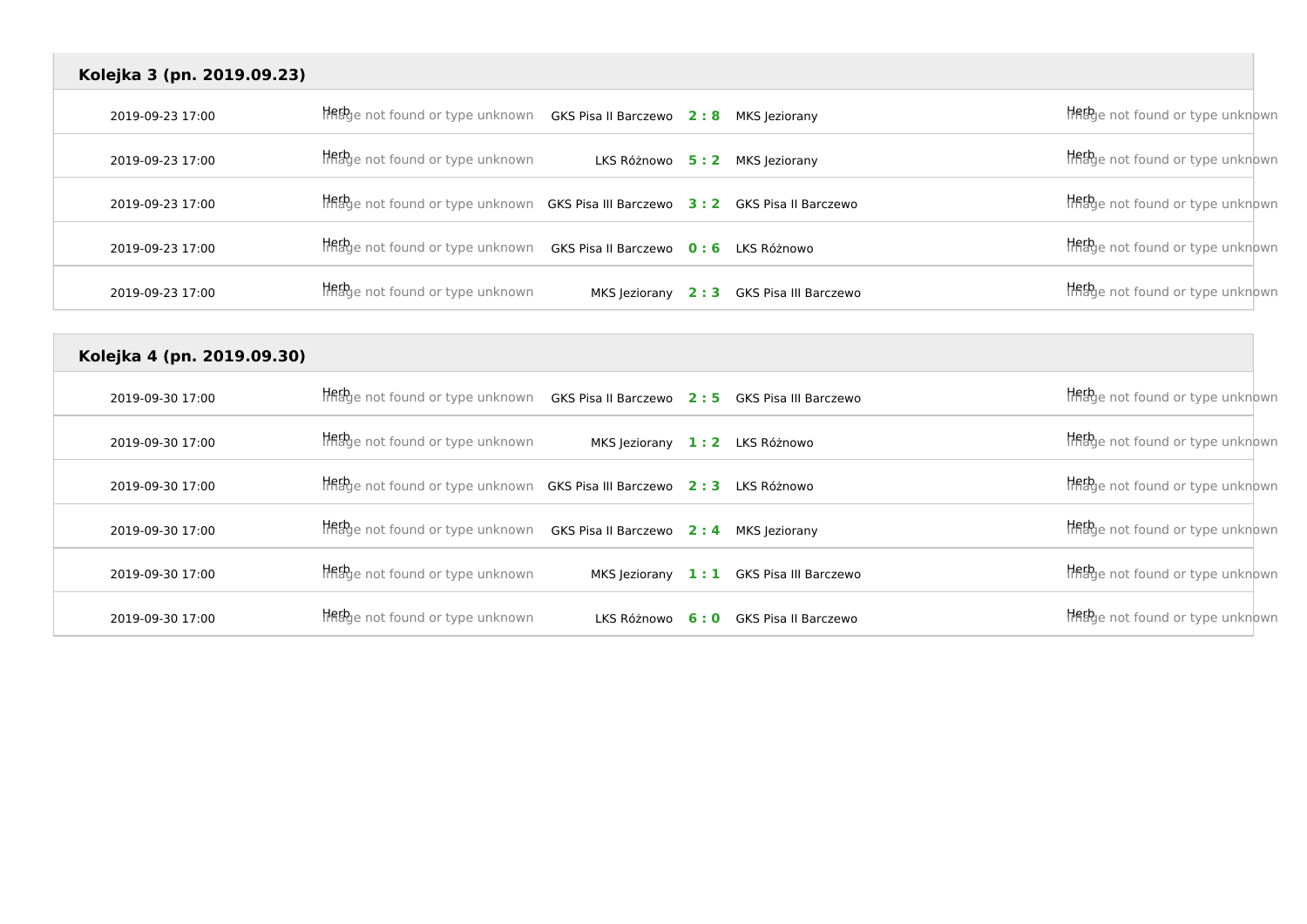## Kolejka 3 (pn. 2019.09.23)

| | | | | | | |
|---|---|---|---|---|---|---|
| 2019-09-23 17:00 | Herb Image not found or type unknown | GKS Pisa II Barczewo | 2 : 8 | MKS Jeziorany | Herb Image not found or type unknown |
| 2019-09-23 17:00 | Herb Image not found or type unknown | LKS Różnowo | 5 : 2 | MKS Jeziorany | Herb Image not found or type unknown |
| 2019-09-23 17:00 | Herb Image not found or type unknown | GKS Pisa III Barczewo | 3 : 2 | GKS Pisa II Barczewo | Herb Image not found or type unknown |
| 2019-09-23 17:00 | Herb Image not found or type unknown | GKS Pisa II Barczewo | 0 : 6 | LKS Różnowo | Herb Image not found or type unknown |
| 2019-09-23 17:00 | Herb Image not found or type unknown | MKS Jeziorany | 2 : 3 | GKS Pisa III Barczewo | Herb Image not found or type unknown |

## Kolejka 4 (pn. 2019.09.30)

| | | | | | |
|---|---|---|---|---|---|
| 2019-09-30 17:00 | Herb Image not found or type unknown | GKS Pisa II Barczewo | 2 : 5 | GKS Pisa III Barczewo | Herb Image not found or type unknown |
| 2019-09-30 17:00 | Herb Image not found or type unknown | MKS Jeziorany | 1 : 2 | LKS Różnowo | Herb Image not found or type unknown |
| 2019-09-30 17:00 | Herb Image not found or type unknown | GKS Pisa III Barczewo | 2 : 3 | LKS Różnowo | Herb Image not found or type unknown |
| 2019-09-30 17:00 | Herb Image not found or type unknown | GKS Pisa II Barczewo | 2 : 4 | MKS Jeziorany | Herb Image not found or type unknown |
| 2019-09-30 17:00 | Herb Image not found or type unknown | MKS Jeziorany | 1 : 1 | GKS Pisa III Barczewo | Herb Image not found or type unknown |
| 2019-09-30 17:00 | Herb Image not found or type unknown | LKS Różnowo | 6 : 0 | GKS Pisa II Barczewo | Herb Image not found or type unknown |